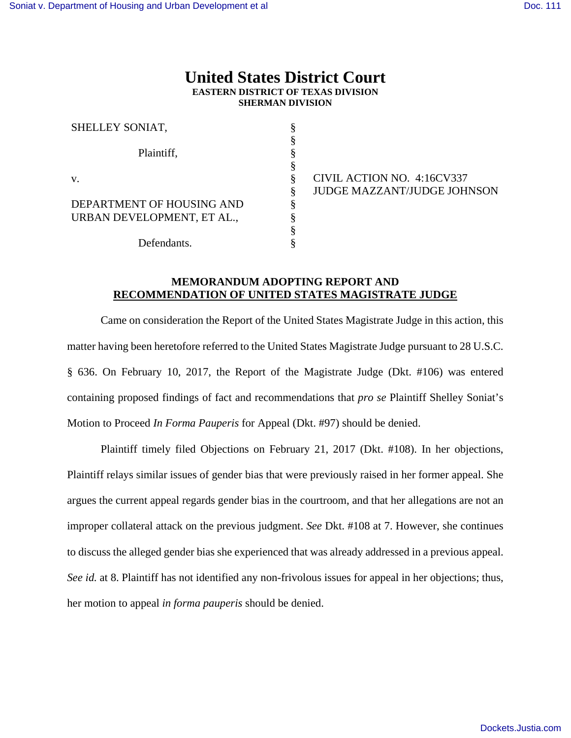# United States District Court

**EASTERN DISTRICT OF TEXAS DIVISION**
**SHERMAN DIVISION**

| | | |
|---|---|---|
| SHELLEY SONIAT, | § | |
| | § | |
| Plaintiff, | § | |
| | § | |
| v. | § | CIVIL ACTION NO. 4:16CV337 |
| | § | JUDGE MAZZANT/JUDGE JOHNSON |
| DEPARTMENT OF HOUSING AND URBAN DEVELOPMENT, ET AL., | § | |
| | § | |
| Defendants. | § | |

**MEMORANDUM ADOPTING REPORT AND RECOMMENDATION OF UNITED STATES MAGISTRATE JUDGE**

Came on consideration the Report of the United States Magistrate Judge in this action, this matter having been heretofore referred to the United States Magistrate Judge pursuant to 28 U.S.C. § 636. On February 10, 2017, the Report of the Magistrate Judge (Dkt. #106) was entered containing proposed findings of fact and recommendations that *pro se* Plaintiff Shelley Soniat's Motion to Proceed *In Forma Pauperis* for Appeal (Dkt. #97) should be denied.

Plaintiff timely filed Objections on February 21, 2017 (Dkt. #108). In her objections, Plaintiff relays similar issues of gender bias that were previously raised in her former appeal. She argues the current appeal regards gender bias in the courtroom, and that her allegations are not an improper collateral attack on the previous judgment. *See* Dkt. #108 at 7. However, she continues to discuss the alleged gender bias she experienced that was already addressed in a previous appeal. *See id.* at 8. Plaintiff has not identified any non-frivolous issues for appeal in her objections; thus, her motion to appeal *in forma pauperis* should be denied.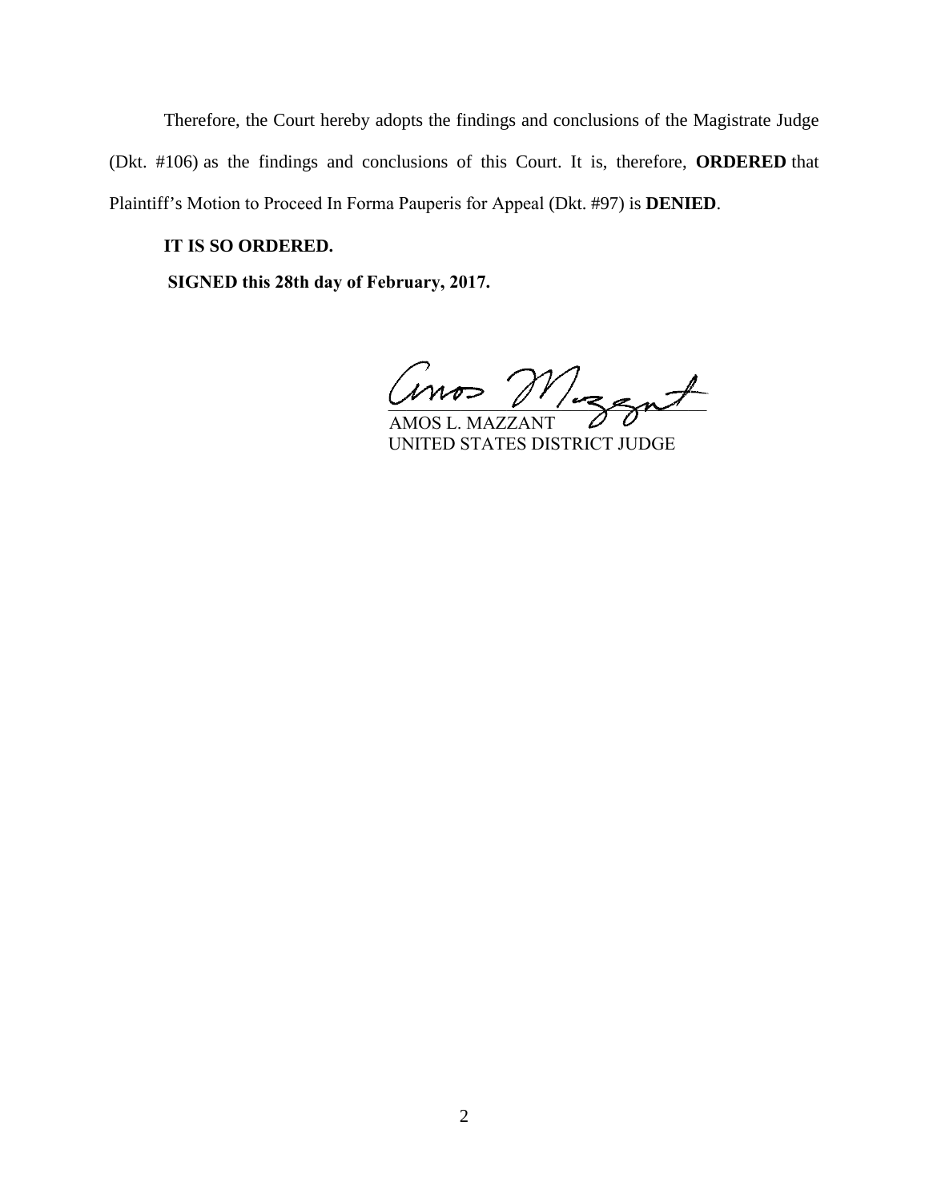Therefore, the Court hereby adopts the findings and conclusions of the Magistrate Judge (Dkt. #106) as the findings and conclusions of this Court. It is, therefore, **ORDERED** that Plaintiff's Motion to Proceed In Forma Pauperis for Appeal (Dkt. #97) is **DENIED**.

**IT IS SO ORDERED.**

**SIGNED this 28th day of February, 2017.**

AMOS L. MAZZANT
UNITED STATES DISTRICT JUDGE